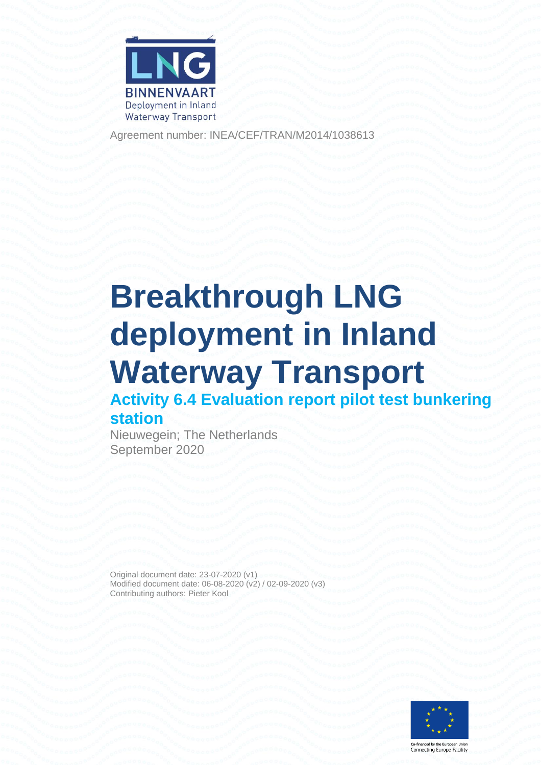LNG BINNENVAART Deployment in Inland Waterway Transport

Agreement number: INEA/CEF/TRAN/M2014/1038613

# Breakthrough LNG deployment in Inland Waterway Transport

## Activity 6.4 Evaluation report pilot test bunkering station

Nieuwegein; The Netherlands
September 2020

Original document date: 23-07-2020 (v1)
Modified document date: 06-08-2020 (v2) / 02-09-2020 (v3)
Contributing authors: Pieter Kool

Co-financed by the European Union
Connecting Europe Facility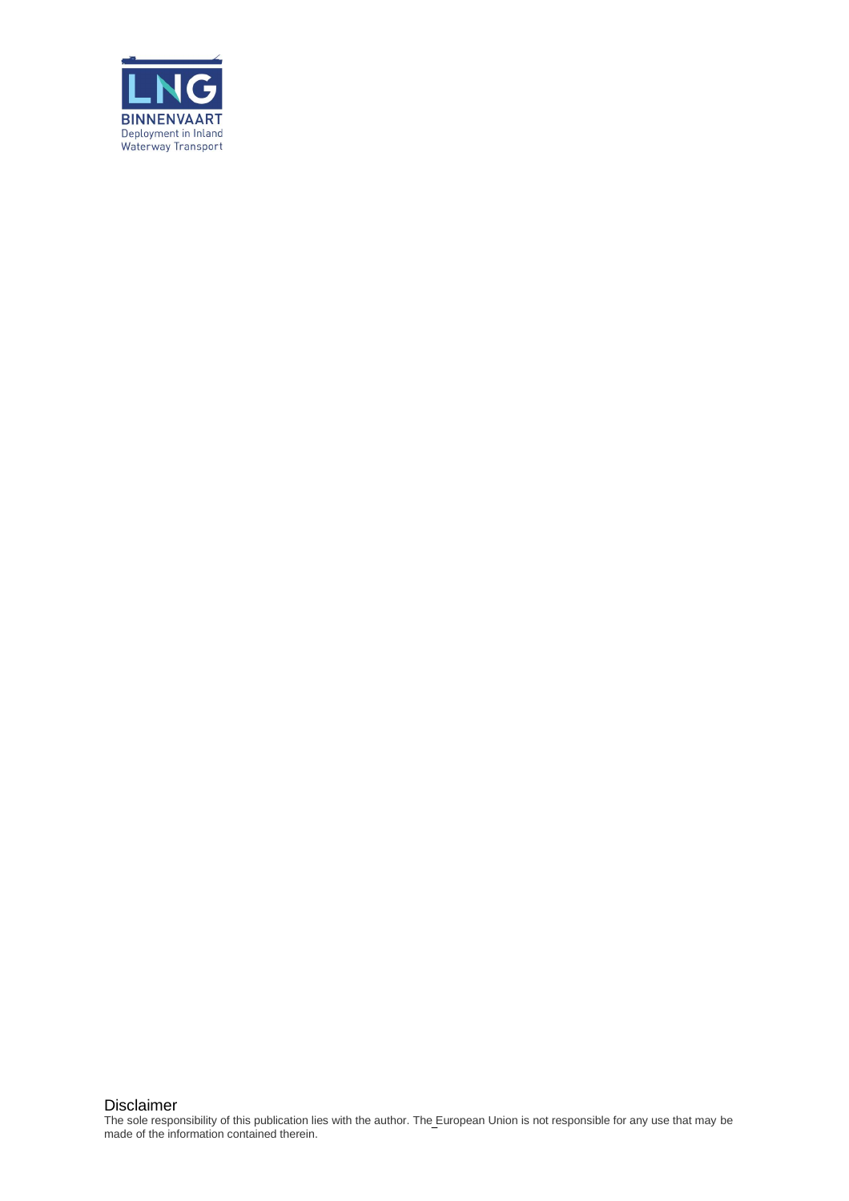LNG

BINNENVAART
Deployment in Inland
Waterway Transport

Disclaimer

The sole responsibility of this publication lies with the author. The European Union is not responsible for any use that may be made of the information contained therein.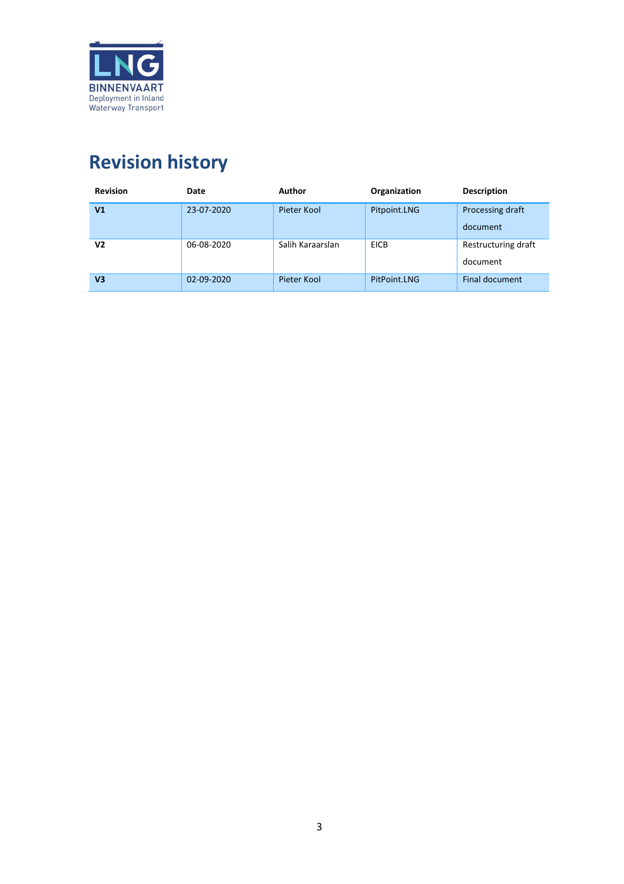# Revision history

| Revision | Date | Author | Organization | Description |
|---|---|---|---|---|
| **V1** | 23-07-2020 | Pieter Kool | Pitpoint.LNG | Processing draft document |
| **V2** | 06-08-2020 | Salih Karaarslan | EICB | Restructuring draft document |
| **V3** | 02-09-2020 | Pieter Kool | PitPoint.LNG | Final document |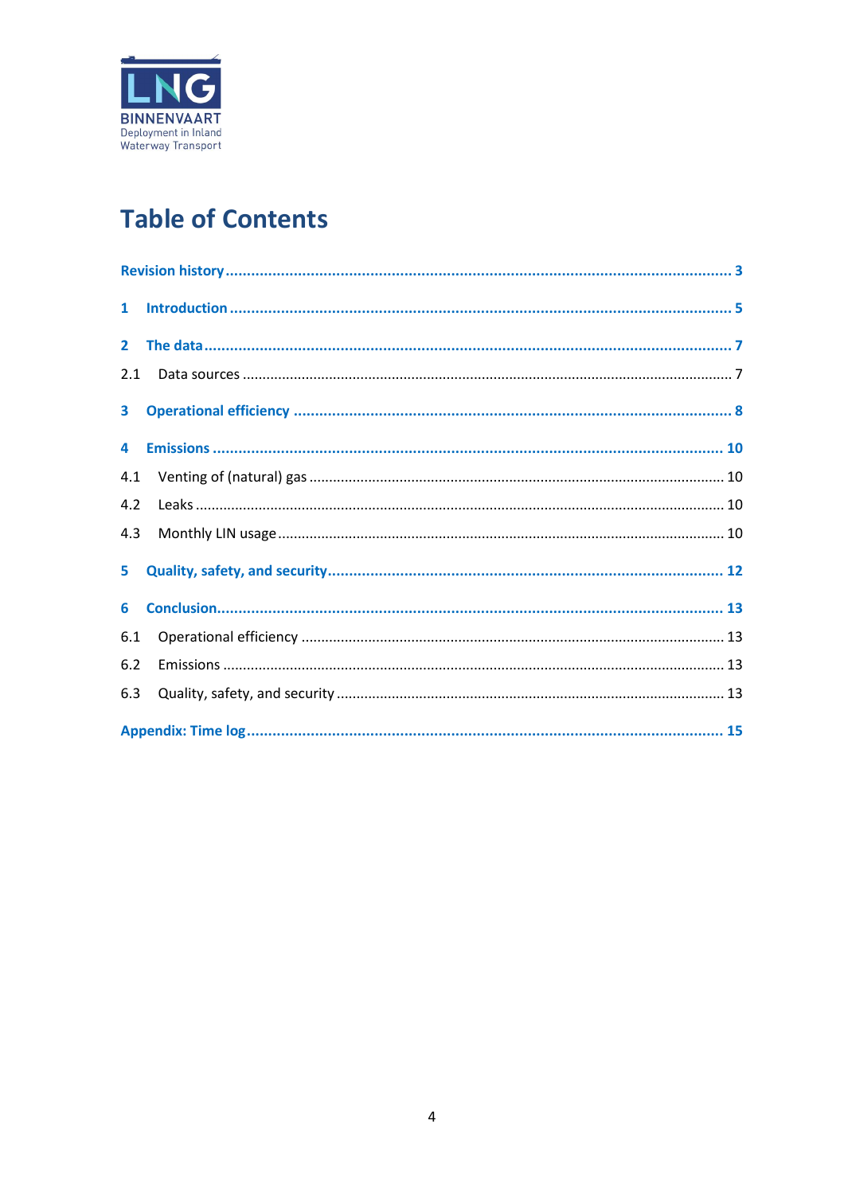# Table of Contents

- Revision history ..... 3
- 1 Introduction ..... 5
- 2 The data ..... 7
  - 2.1 Data sources ..... 7
- 3 Operational efficiency ..... 8
- 4 Emissions ..... 10
  - 4.1 Venting of (natural) gas ..... 10
  - 4.2 Leaks ..... 10
  - 4.3 Monthly LIN usage ..... 10
- 5 Quality, safety, and security ..... 12
- 6 Conclusion ..... 13
  - 6.1 Operational efficiency ..... 13
  - 6.2 Emissions ..... 13
  - 6.3 Quality, safety, and security ..... 13
- Appendix: Time log ..... 15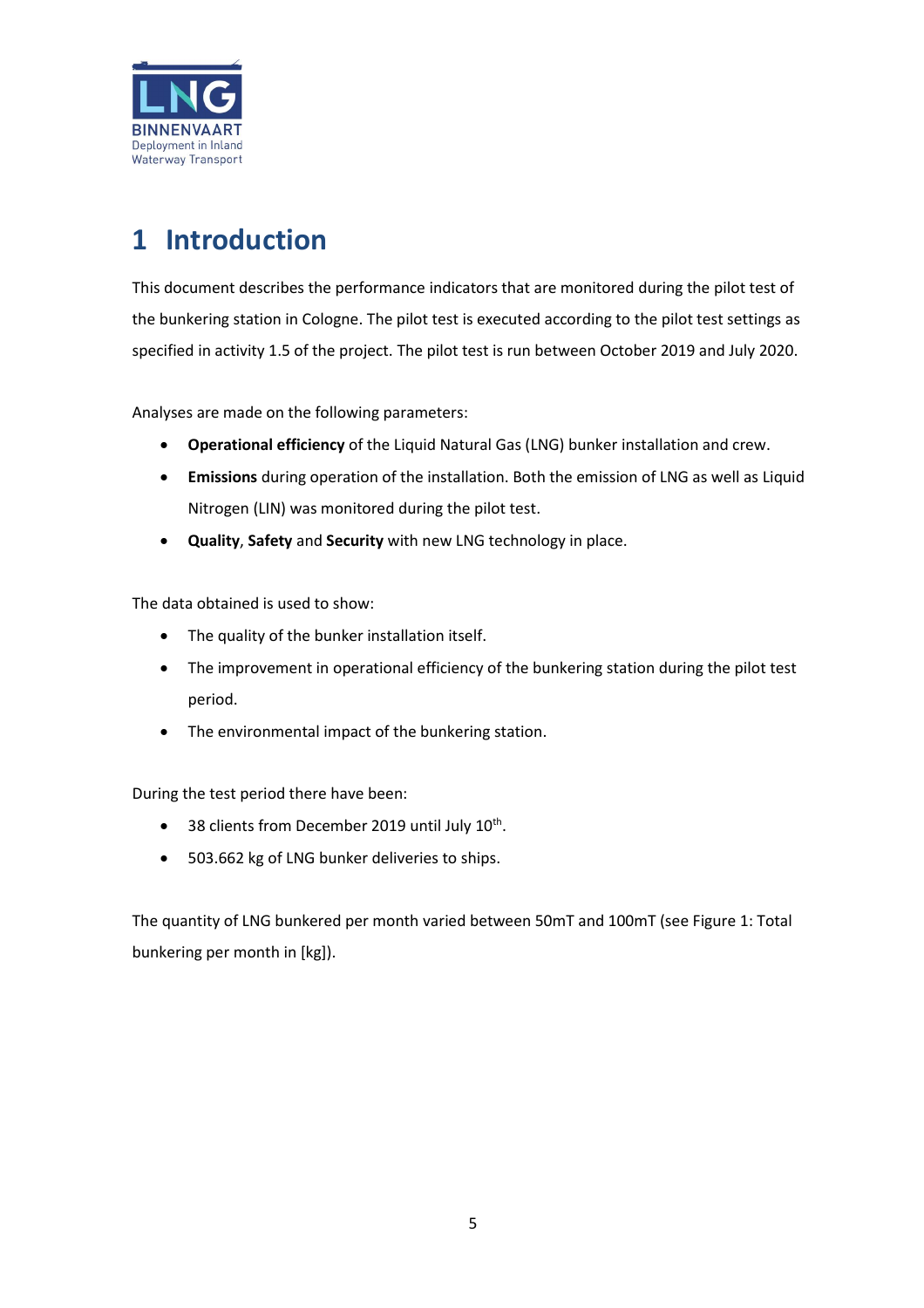# 1 Introduction

This document describes the performance indicators that are monitored during the pilot test of the bunkering station in Cologne. The pilot test is executed according to the pilot test settings as specified in activity 1.5 of the project. The pilot test is run between October 2019 and July 2020.

Analyses are made on the following parameters:

- **Operational efficiency** of the Liquid Natural Gas (LNG) bunker installation and crew.
- **Emissions** during operation of the installation. Both the emission of LNG as well as Liquid Nitrogen (LIN) was monitored during the pilot test.
- **Quality**, **Safety** and **Security** with new LNG technology in place.

The data obtained is used to show:

- The quality of the bunker installation itself.
- The improvement in operational efficiency of the bunkering station during the pilot test period.
- The environmental impact of the bunkering station.

During the test period there have been:

- 38 clients from December 2019 until July 10th.
- 503.662 kg of LNG bunker deliveries to ships.

The quantity of LNG bunkered per month varied between 50mT and 100mT (see Figure 1: Total bunkering per month in [kg]).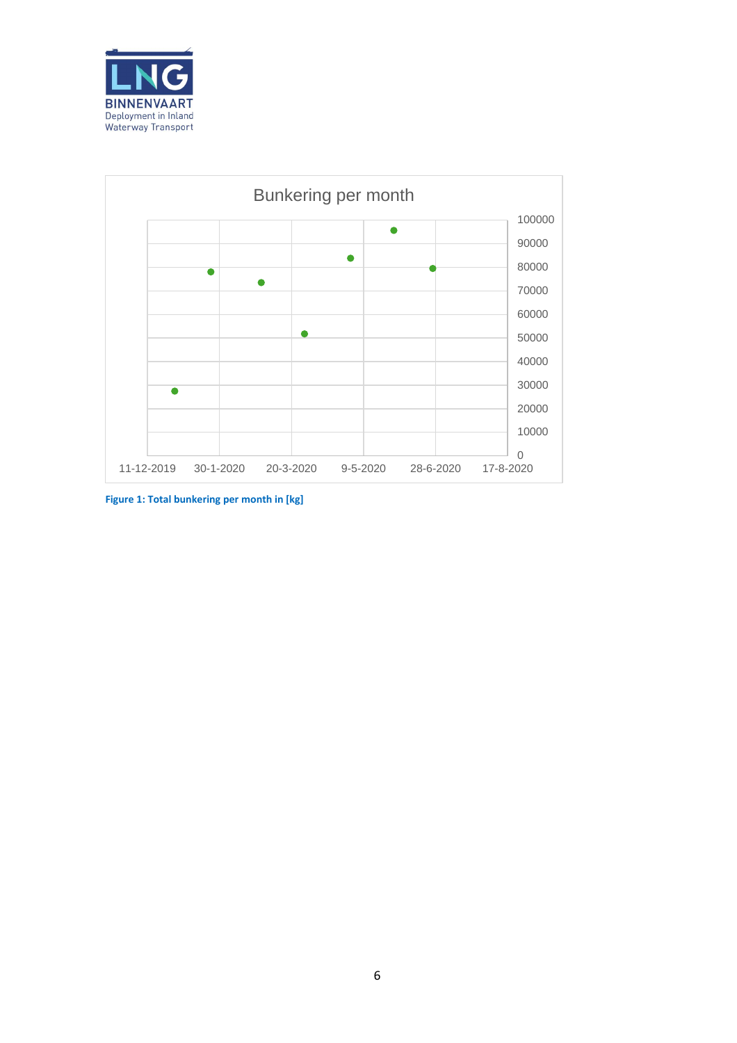Figure 1: Total bunkering per month in [kg]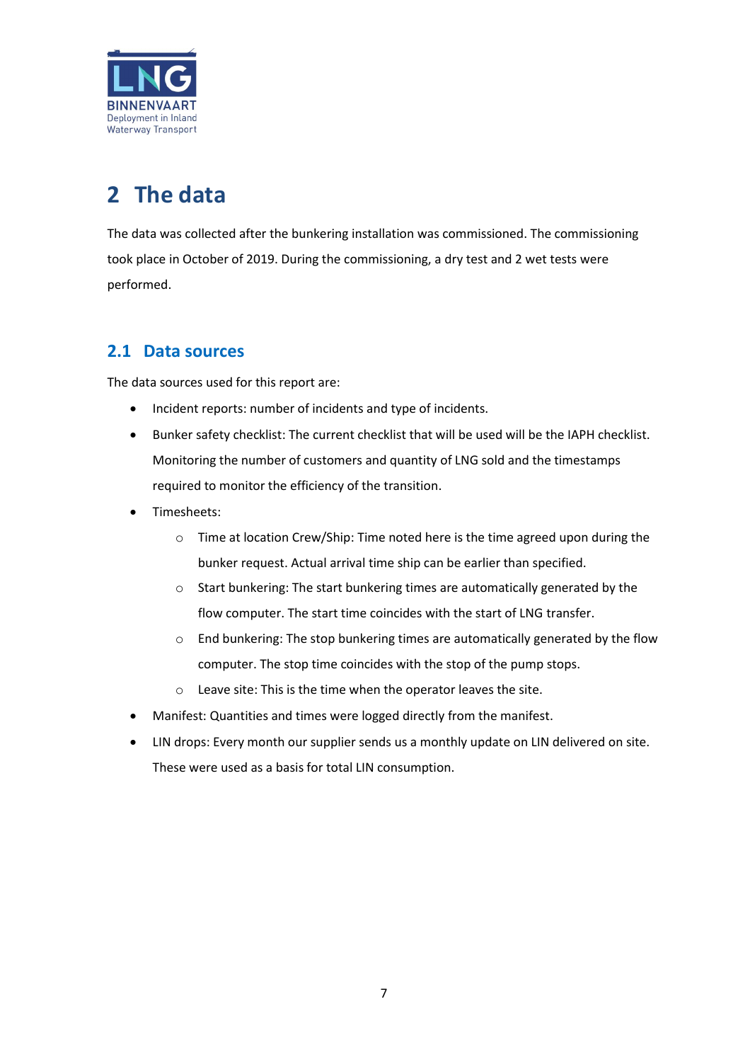# 2 The data

The data was collected after the bunkering installation was commissioned. The commissioning took place in October of 2019. During the commissioning, a dry test and 2 wet tests were performed.

## 2.1 Data sources

The data sources used for this report are:

- Incident reports: number of incidents and type of incidents.
- Bunker safety checklist: The current checklist that will be used will be the IAPH checklist. Monitoring the number of customers and quantity of LNG sold and the timestamps required to monitor the efficiency of the transition.
- Timesheets:
  - Time at location Crew/Ship: Time noted here is the time agreed upon during the bunker request. Actual arrival time ship can be earlier than specified.
  - Start bunkering: The start bunkering times are automatically generated by the flow computer. The start time coincides with the start of LNG transfer.
  - End bunkering: The stop bunkering times are automatically generated by the flow computer. The stop time coincides with the stop of the pump stops.
  - Leave site: This is the time when the operator leaves the site.
- Manifest: Quantities and times were logged directly from the manifest.
- LIN drops: Every month our supplier sends us a monthly update on LIN delivered on site. These were used as a basis for total LIN consumption.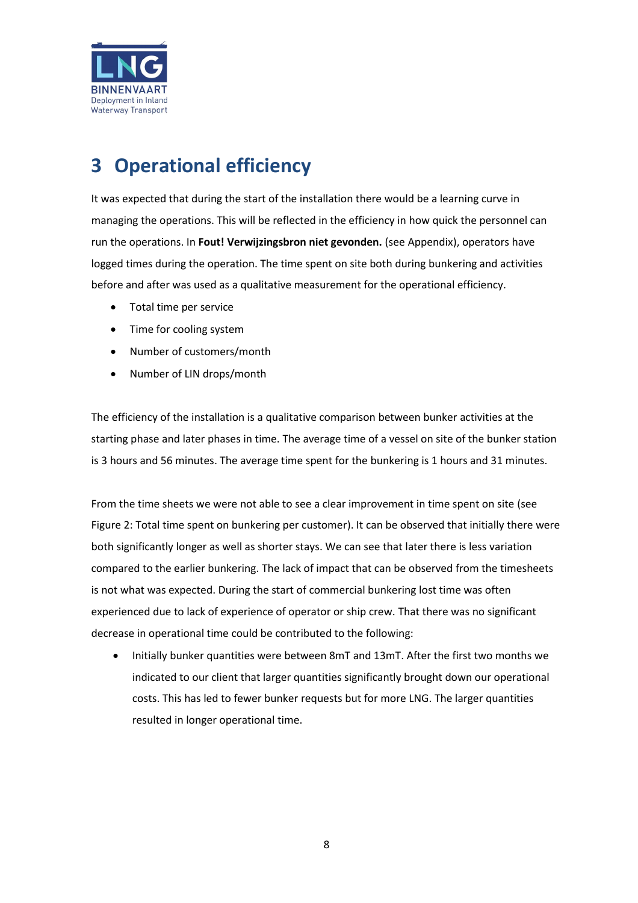# 3 Operational efficiency

It was expected that during the start of the installation there would be a learning curve in managing the operations. This will be reflected in the efficiency in how quick the personnel can run the operations. In **Fout! Verwijzingsbron niet gevonden.** (see Appendix), operators have logged times during the operation. The time spent on site both during bunkering and activities before and after was used as a qualitative measurement for the operational efficiency.

- Total time per service
- Time for cooling system
- Number of customers/month
- Number of LIN drops/month

The efficiency of the installation is a qualitative comparison between bunker activities at the starting phase and later phases in time. The average time of a vessel on site of the bunker station is 3 hours and 56 minutes. The average time spent for the bunkering is 1 hours and 31 minutes.

From the time sheets we were not able to see a clear improvement in time spent on site (see Figure 2: Total time spent on bunkering per customer). It can be observed that initially there were both significantly longer as well as shorter stays. We can see that later there is less variation compared to the earlier bunkering. The lack of impact that can be observed from the timesheets is not what was expected. During the start of commercial bunkering lost time was often experienced due to lack of experience of operator or ship crew. That there was no significant decrease in operational time could be contributed to the following:

- Initially bunker quantities were between 8mT and 13mT. After the first two months we indicated to our client that larger quantities significantly brought down our operational costs. This has led to fewer bunker requests but for more LNG. The larger quantities resulted in longer operational time.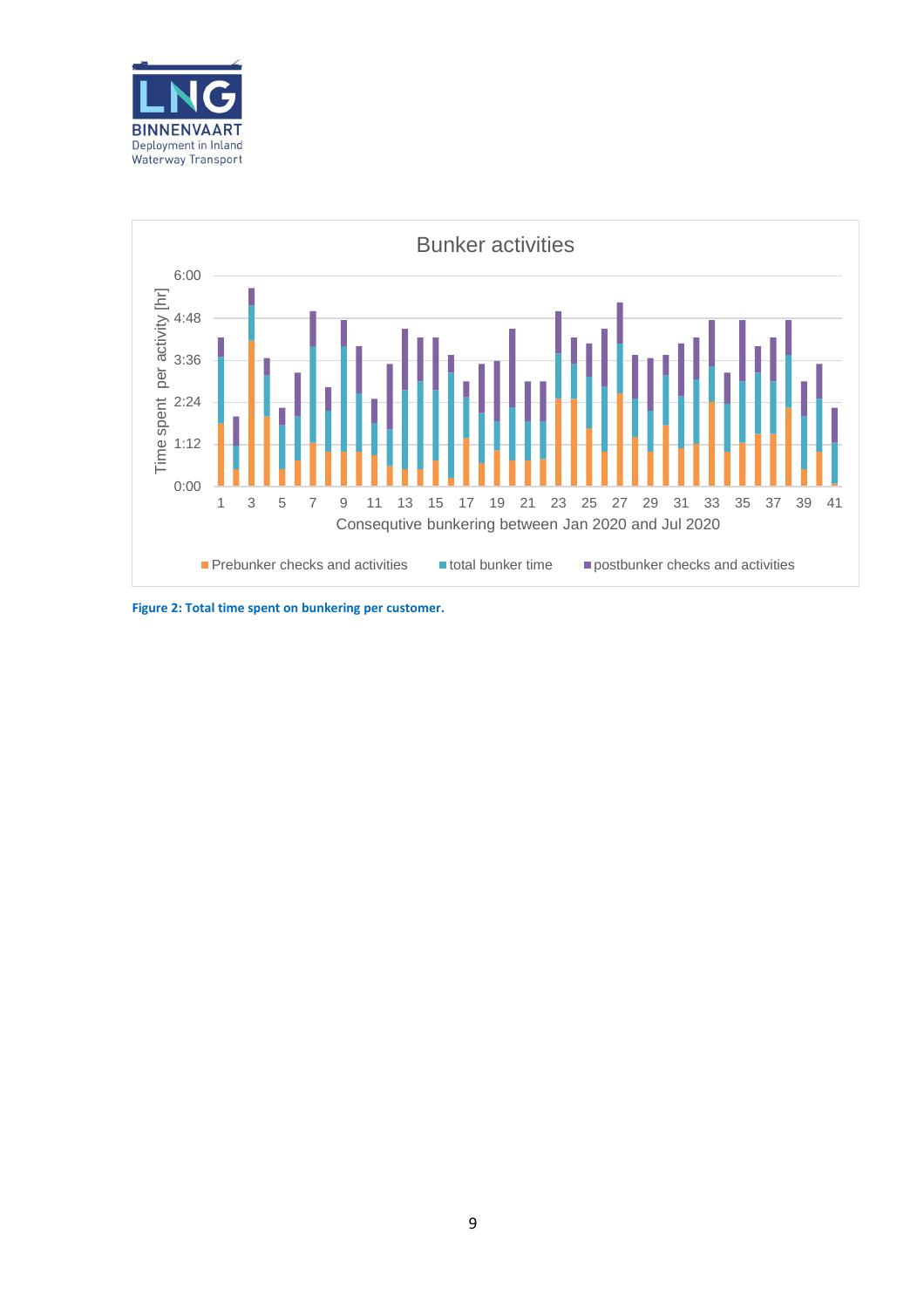**Bunker activities**

Time spent per activity [hr]: 0:00, 1:12, 2:24, 3:36, 4:48, 6:00

Consequtive bunkering between Jan 2020 and Jul 2020: 1, 3, 5, 7, 9, 11, 13, 15, 17, 19, 21, 23, 25, 27, 29, 31, 33, 35, 37, 39, 41

Prebunker checks and activities | total bunker time | postbunker checks and activities

**Figure 2: Total time spent on bunkering per customer.**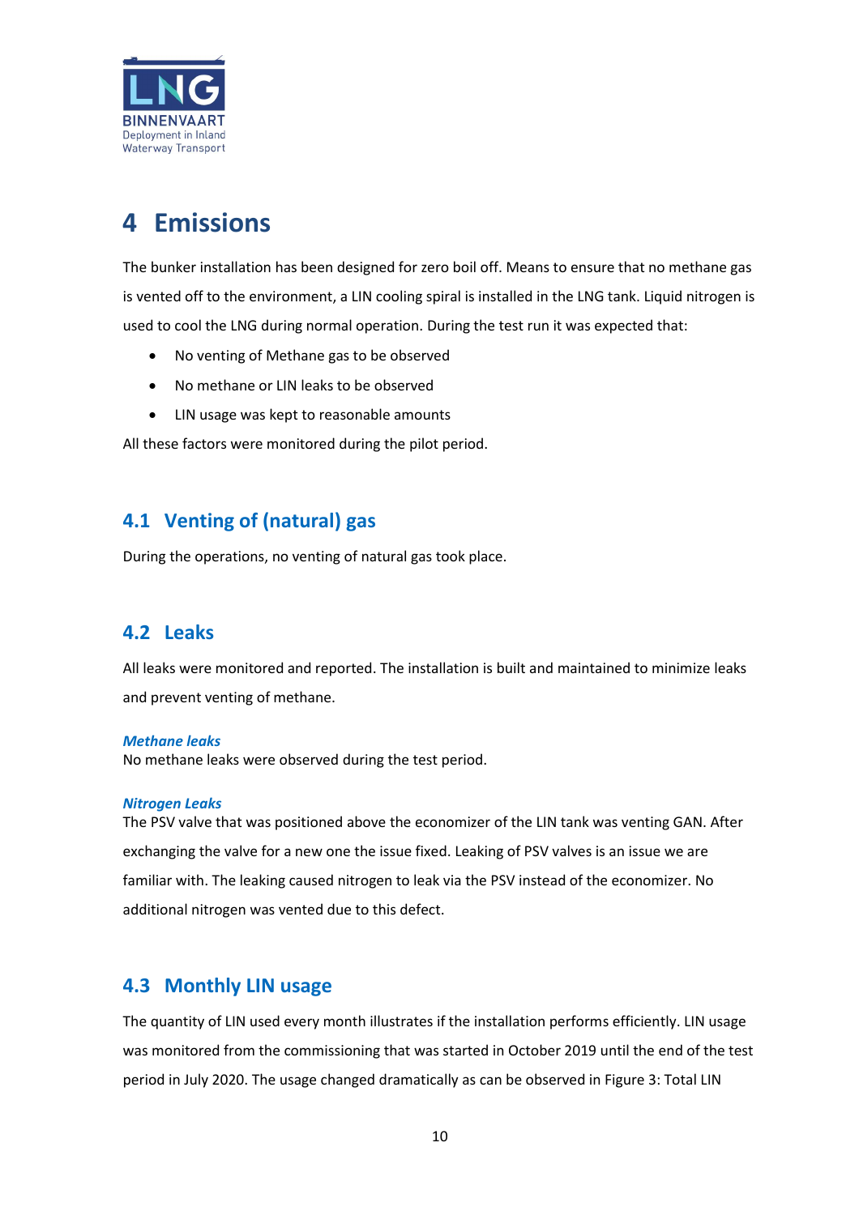# 4 Emissions

The bunker installation has been designed for zero boil off. Means to ensure that no methane gas is vented off to the environment, a LIN cooling spiral is installed in the LNG tank. Liquid nitrogen is used to cool the LNG during normal operation. During the test run it was expected that:

- No venting of Methane gas to be observed
- No methane or LIN leaks to be observed
- LIN usage was kept to reasonable amounts

All these factors were monitored during the pilot period.

## 4.1 Venting of (natural) gas

During the operations, no venting of natural gas took place.

## 4.2 Leaks

All leaks were monitored and reported. The installation is built and maintained to minimize leaks and prevent venting of methane.

***Methane leaks***
No methane leaks were observed during the test period.

***Nitrogen Leaks***
The PSV valve that was positioned above the economizer of the LIN tank was venting GAN. After exchanging the valve for a new one the issue fixed. Leaking of PSV valves is an issue we are familiar with. The leaking caused nitrogen to leak via the PSV instead of the economizer. No additional nitrogen was vented due to this defect.

## 4.3 Monthly LIN usage

The quantity of LIN used every month illustrates if the installation performs efficiently. LIN usage was monitored from the commissioning that was started in October 2019 until the end of the test period in July 2020. The usage changed dramatically as can be observed in Figure 3: Total LIN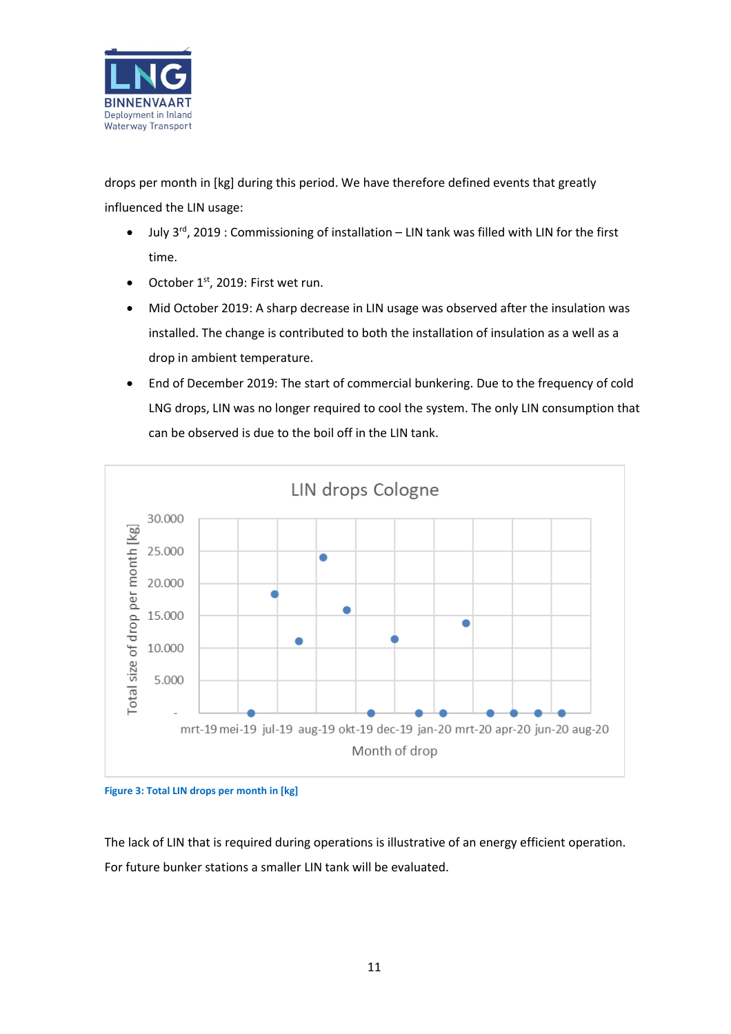drops per month in [kg] during this period. We have therefore defined events that greatly influenced the LIN usage:

- July 3rd, 2019 : Commissioning of installation – LIN tank was filled with LIN for the first time.
- October 1st, 2019: First wet run.
- Mid October 2019: A sharp decrease in LIN usage was observed after the insulation was installed. The change is contributed to both the installation of insulation as a well as a drop in ambient temperature.
- End of December 2019: The start of commercial bunkering. Due to the frequency of cold LNG drops, LIN was no longer required to cool the system. The only LIN consumption that can be observed is due to the boil off in the LIN tank.

Figure 3: Total LIN drops per month in [kg]

The lack of LIN that is required during operations is illustrative of an energy efficient operation. For future bunker stations a smaller LIN tank will be evaluated.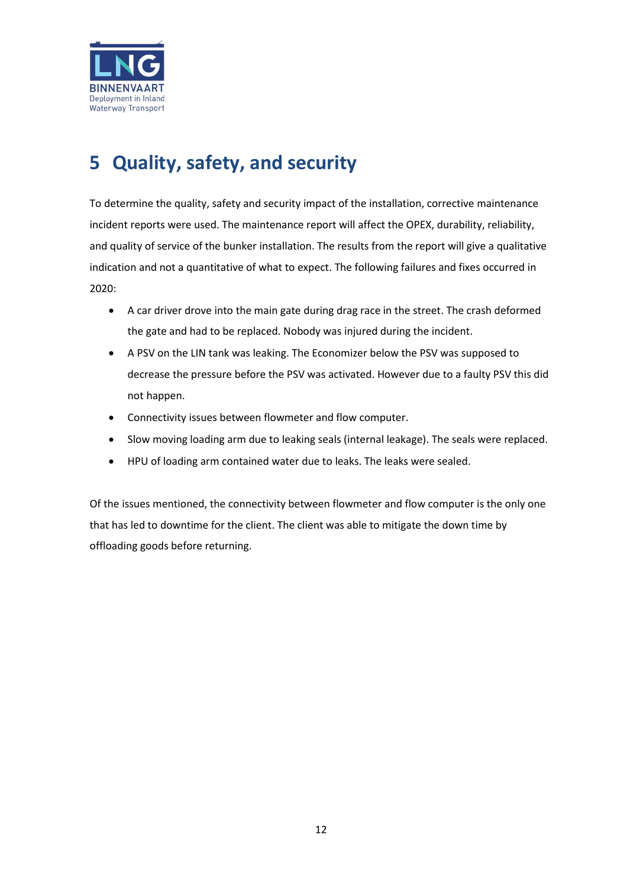# 5 Quality, safety, and security

To determine the quality, safety and security impact of the installation, corrective maintenance incident reports were used. The maintenance report will affect the OPEX, durability, reliability, and quality of service of the bunker installation. The results from the report will give a qualitative indication and not a quantitative of what to expect. The following failures and fixes occurred in 2020:

- A car driver drove into the main gate during drag race in the street. The crash deformed the gate and had to be replaced. Nobody was injured during the incident.
- A PSV on the LIN tank was leaking. The Economizer below the PSV was supposed to decrease the pressure before the PSV was activated. However due to a faulty PSV this did not happen.
- Connectivity issues between flowmeter and flow computer.
- Slow moving loading arm due to leaking seals (internal leakage). The seals were replaced.
- HPU of loading arm contained water due to leaks. The leaks were sealed.

Of the issues mentioned, the connectivity between flowmeter and flow computer is the only one that has led to downtime for the client. The client was able to mitigate the down time by offloading goods before returning.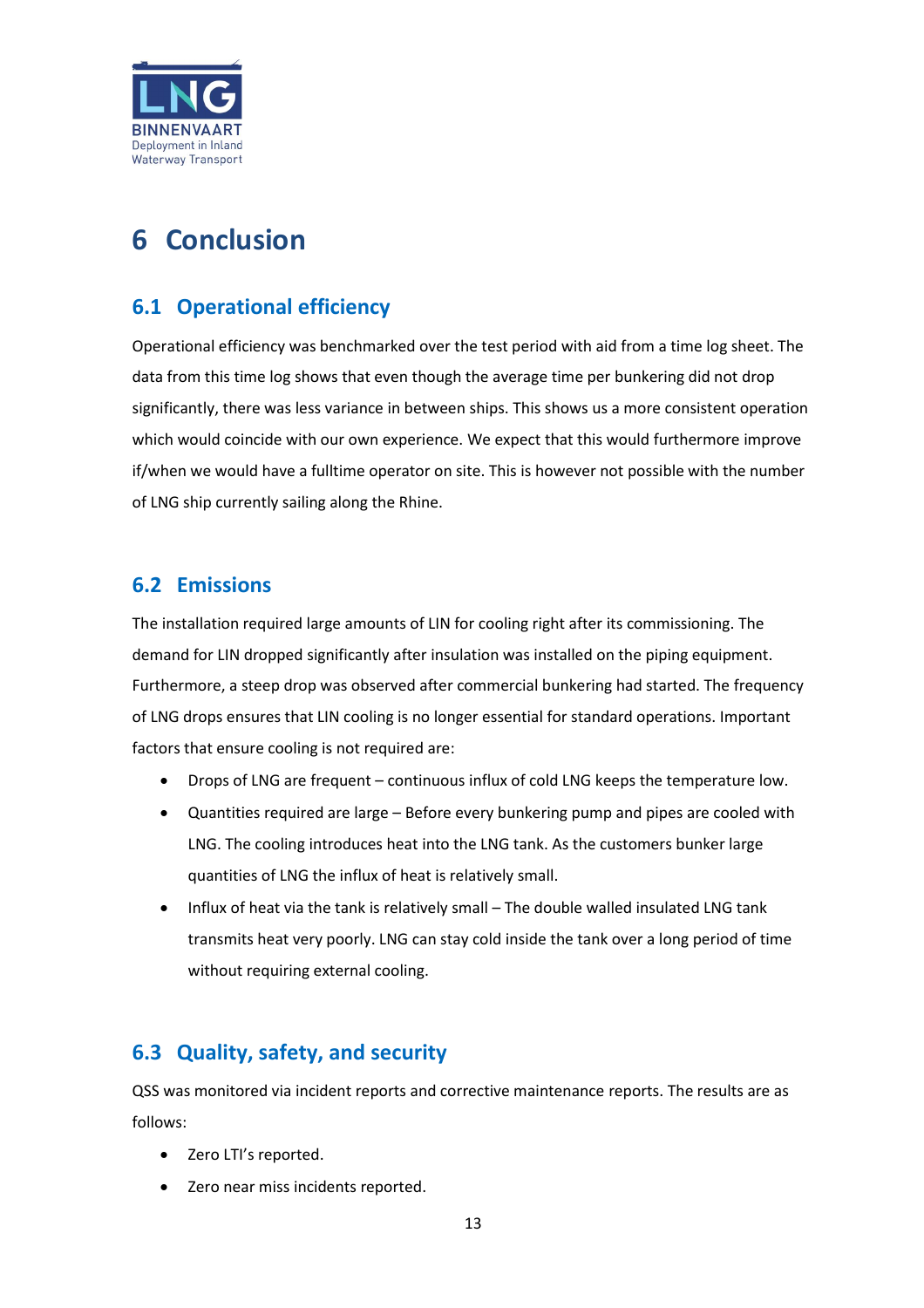# 6 Conclusion

## 6.1 Operational efficiency

Operational efficiency was benchmarked over the test period with aid from a time log sheet. The data from this time log shows that even though the average time per bunkering did not drop significantly, there was less variance in between ships. This shows us a more consistent operation which would coincide with our own experience. We expect that this would furthermore improve if/when we would have a fulltime operator on site. This is however not possible with the number of LNG ship currently sailing along the Rhine.

## 6.2 Emissions

The installation required large amounts of LIN for cooling right after its commissioning. The demand for LIN dropped significantly after insulation was installed on the piping equipment. Furthermore, a steep drop was observed after commercial bunkering had started. The frequency of LNG drops ensures that LIN cooling is no longer essential for standard operations. Important factors that ensure cooling is not required are:

- Drops of LNG are frequent – continuous influx of cold LNG keeps the temperature low.
- Quantities required are large – Before every bunkering pump and pipes are cooled with LNG. The cooling introduces heat into the LNG tank. As the customers bunker large quantities of LNG the influx of heat is relatively small.
- Influx of heat via the tank is relatively small – The double walled insulated LNG tank transmits heat very poorly. LNG can stay cold inside the tank over a long period of time without requiring external cooling.

## 6.3 Quality, safety, and security

QSS was monitored via incident reports and corrective maintenance reports. The results are as follows:

- Zero LTI's reported.
- Zero near miss incidents reported.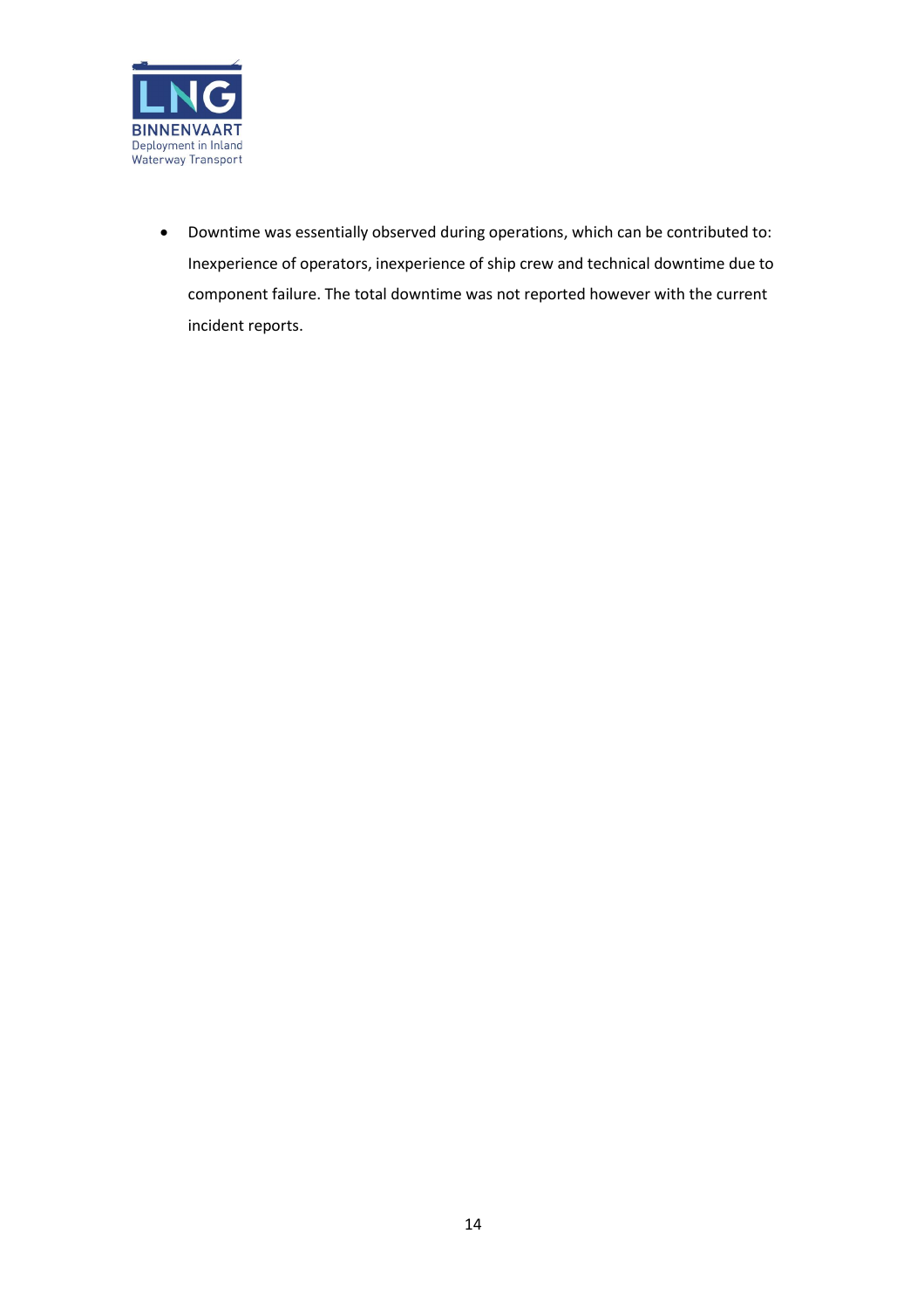- Downtime was essentially observed during operations, which can be contributed to: Inexperience of operators, inexperience of ship crew and technical downtime due to component failure. The total downtime was not reported however with the current incident reports.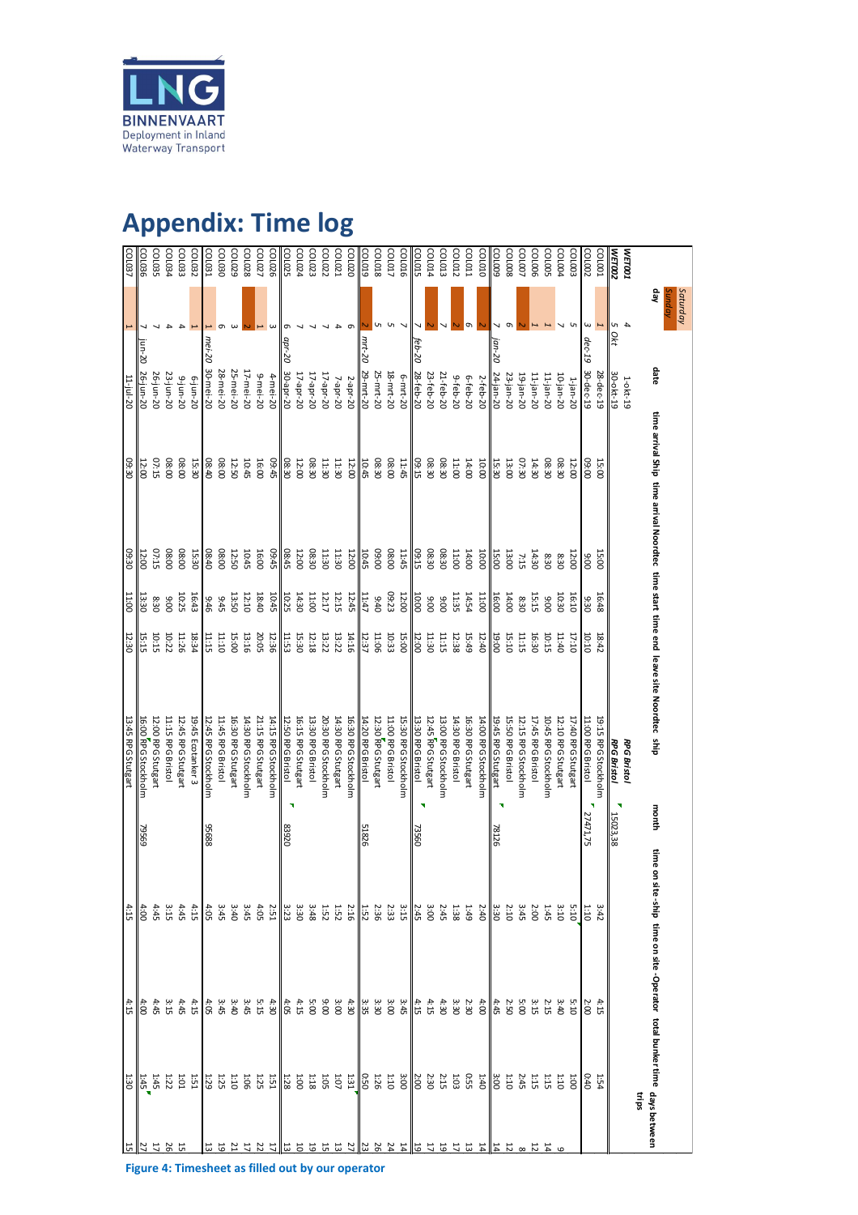# Appendix: Time log

| | day | date | time arrival Ship | time arrival Noordtec | time start | time end | leave site Noordtec | ship | month | time on site-ship | time on site -Operator | total bunker time | days between trips |
|---|---|---|---|---|---|---|---|---|---|---|---|---|---|
| | *Saturday* | | | | | | | | | | | | |
| | *Sunday* | | | | | | | | | | | | |
| ***WET001*** | 4 | 1-okt-19 | | | | | | ***RPG Bristol*** | | | | | |
| ***WET002*** | 5 Okt | 30-okt-19 | | | | | | ***RPG Bristol*** | 15023,38 | | | | |
| COL001 | 1 | 28-dec-19 | 15:00 | 15:00 | 16:48 | 18:42 | 19:15 | RPG Stockholm | | 3:42 | 4:15 | 1:54 | |
| COL002 | 3 dec 19 | 30-dec-19 | 09:00 | 9:00 | 9:30 | 10:10 | 11:00 | RPG Bristol | 2747,75 | 1:10 | 2:00 | 0:40 | |
| COL003 | 5 | 1-jan-20 | 12:00 | 12:00 | 16:10 | 17:10 | 17:40 | RPG Stutgart | | 5:10 | 5:10 | 1:00 | |
| COL004 | 7 | 10-jan-20 | 08:30 | 8:30 | 10:30 | 11:40 | 12:10 | RPG Stutgart | | 3:10 | 3:40 | 1:10 | 9 |
| COL005 | 1 | 11-jan-20 | 08:30 | 8:30 | 9:00 | 10:15 | 10:45 | RPG Stockholm | | 1:45 | 2:15 | 1:15 | 14 |
| COL006 | 1 | 11-jan-20 | 14:30 | 14:30 | 15:15 | 16:30 | 17:45 | RPG Bristol | | 2:00 | 3:15 | 1:15 | 12 |
| COL007 | 2 | 19-jan-20 | 07:30 | 7:15 | 8:30 | 11:15 | 12:15 | RPG Stockholm | | 3:45 | 5:00 | 2:45 | 8 |
| COL008 | 6 | 23-jan-20 | 13:00 | 13:00 | 14:00 | 15:10 | 15:50 | RPG Bristol | | 2:10 | 2:50 | 1:10 | 12 |
| COL009 | 7 jan-20 | 24-jan-20 | 15:30 | 15:00 | 16:00 | 19:00 | 19:45 | RPG Stutgart | 78126 | 3:30 | 4:45 | 3:00 | |
| COL010 | 2 | 2-feb-20 | 10:00 | 10:00 | 11:00 | 12:40 | 14:00 | RPG Stockholm | | 2:40 | 4:00 | 1:40 | 14 |
| COL011 | 6 | 6-feb-20 | 14:00 | 14:00 | 14:54 | 15:49 | 16:30 | RPG Stutgart | | 1:49 | 2:30 | 0:55 | 13 |
| COL012 | 2 | 9-feb-20 | 11:00 | 11:00 | 11:35 | 12:38 | 14:30 | RPG Bristol | | 1:38 | 3:30 | 1:03 | 17 |
| COL013 | 7 | 21-feb-20 | 08:30 | 08:30 | 9:00 | 11:15 | 13:00 | RPG Stockholm | | 2:45 | 4:30 | 2:15 | 19 |
| COL014 | 2 | 23-feb-20 | 08:30 | 08:30 | 9:00 | 11:30 | 12:45 | RPG Stutgart | | 3:00 | 4:15 | 2:30 | 17 |
| COL015 | 7 feb-20 | 28-feb-20 | 09:15 | 09:15 | 10:00 | 12:00 | 13:30 | RPG Bristol | 73560 | 2:45 | 4:15 | 2:00 | 19 |
| COL016 | 7 | 6-mrt-20 | 11:45 | 11:45 | 12:00 | 15:00 | 15:30 | RPG Stockholm | | 3:15 | 3:45 | 3:00 | 14 |
| COL017 | 5 | 18-mrt-20 | 08:00 | 08:00 | 09:23 | 10:33 | 11:00 | RPG Bristol | | 2:33 | 3:00 | 1:10 | 24 |
| COL018 | 5 | 25-mrt-20 | 08:30 | 09:00 | 9:40 | 11:06 | 12:30 | RPG Stutgart | | 2:36 | 3:30 | 1:26 | 17 |
| COL019 | 2 mrt-20 | 29-mrt-20 | 10:45 | 10:45 | 11:47 | 12:37 | 14:20 | RPG Bristol | 51826 | 1:52 | 3:35 | 0:50 | 23 |
| COL020 | 6 | 2-apr-20 | 12:00 | 12:00 | 12:45 | 14:16 | 16:30 | RPG Stockholm | | 2:16 | 4:30 | 1:31 | 27 |
| COL021 | 4 | 7-apr-20 | 11:30 | 11:30 | 12:15 | 13:22 | 14:30 | RPG Stutgart | | 1:52 | 3:00 | 1:07 | 13 |
| COL022 | 7 | 17-apr-20 | 11:30 | 11:30 | 12:17 | 13:22 | 20:30 | RPG Stockholm | | 1:52 | 9:00 | 1:05 | 15 |
| COL023 | 7 | 17-apr-20 | 08:30 | 08:30 | 11:00 | 12:18 | 13:30 | RPG Bristol | | 3:48 | 5:00 | 1:18 | 17 |
| COL024 | 7 | 17-apr-20 | 12:00 | 12:00 | 14:30 | 15:30 | 16:15 | RPG Stutgart | | 3:30 | 4:15 | 1:00 | 10 |
| COL025 | 6 apr-20 | 30-apr-20 | 08:30 | 08:45 | 10:25 | 11:53 | 12:50 | RPG Bristol | 83920 | 3:23 | 4:05 | 1:28 | 13 |
| COL026 | 3 | 4-mei-20 | 09:45 | 09:45 | 10:45 | 12:36 | 14:15 | RPG Stockholm | | 2:51 | 4:30 | 1:51 | 17 |
| COL027 | 1 | 9-mei-20 | 16:00 | 16:00 | 18:40 | 20:05 | 21:15 | RPG Stutgart | | 4:05 | 5:15 | 1:25 | 22 |
| COL028 | 2 | 17-mei-20 | 10:45 | 10:45 | 12:10 | 13:16 | 14:30 | RPG Stockholm | | 3:45 | 3:45 | 1:06 | 17 |
| COL029 | 3 | 25-mei-20 | 12:50 | 12:50 | 13:50 | 15:00 | 16:30 | RPG Stutgart | | 3:40 | 3:40 | 1:10 | 21 |
| COL030 | 6 | 28-mei-20 | 08:00 | 08:00 | 9:45 | 11:10 | 11:45 | RPG Bristol | | 3:45 | 3:45 | 1:25 | 19 |
| COL031 | 1 mei-20 | 30-mei-20 | 08:40 | 08:40 | 9:46 | 11:15 | 12:45 | RPG Stockholm | 95688 | 4:05 | 4:05 | 1:29 | 13 |
| COL032 | 1 | 6-jun-20 | 15:30 | 15:30 | 16:43 | 18:34 | 19:45 | Ecotanker 3 | | 4:15 | 4:15 | 1:51 | 17 |
| COL033 | 4 | 9-jun-20 | 08:00 | 08:00 | 10:25 | 11:26 | 12:45 | RPG Stutgart | | 4:45 | 4:45 | 1:01 | 15 |
| COL034 | 4 | 23-jun-20 | 08:00 | 08:00 | 9:00 | 10:22 | 11:15 | RPG Bristol | | 3:15 | 3:15 | 1:22 | 26 |
| COL035 | 7 | 26-jun-20 | 07:15 | 07:15 | 8:30 | 10:15 | 12:00 | RPG Stutgart | | 4:45 | 4:45 | 1:45 | 17 |
| COL036 | 7 jun-20 | 26-jun-20 | 12:00 | 12:00 | 13:30 | 15:15 | 16:00 | RPG Stockholm | 79569 | 4:00 | 4:00 | 1:45 | 27 |
| COL037 | 1 | 11-jul-20 | 09:30 | 09:30 | 11:00 | 12:30 | 13:45 | RPG Stutgart | | 4:15 | 4:15 | 1:30 | 15 |

**Figure 4: Timesheet as filled out by our operator**